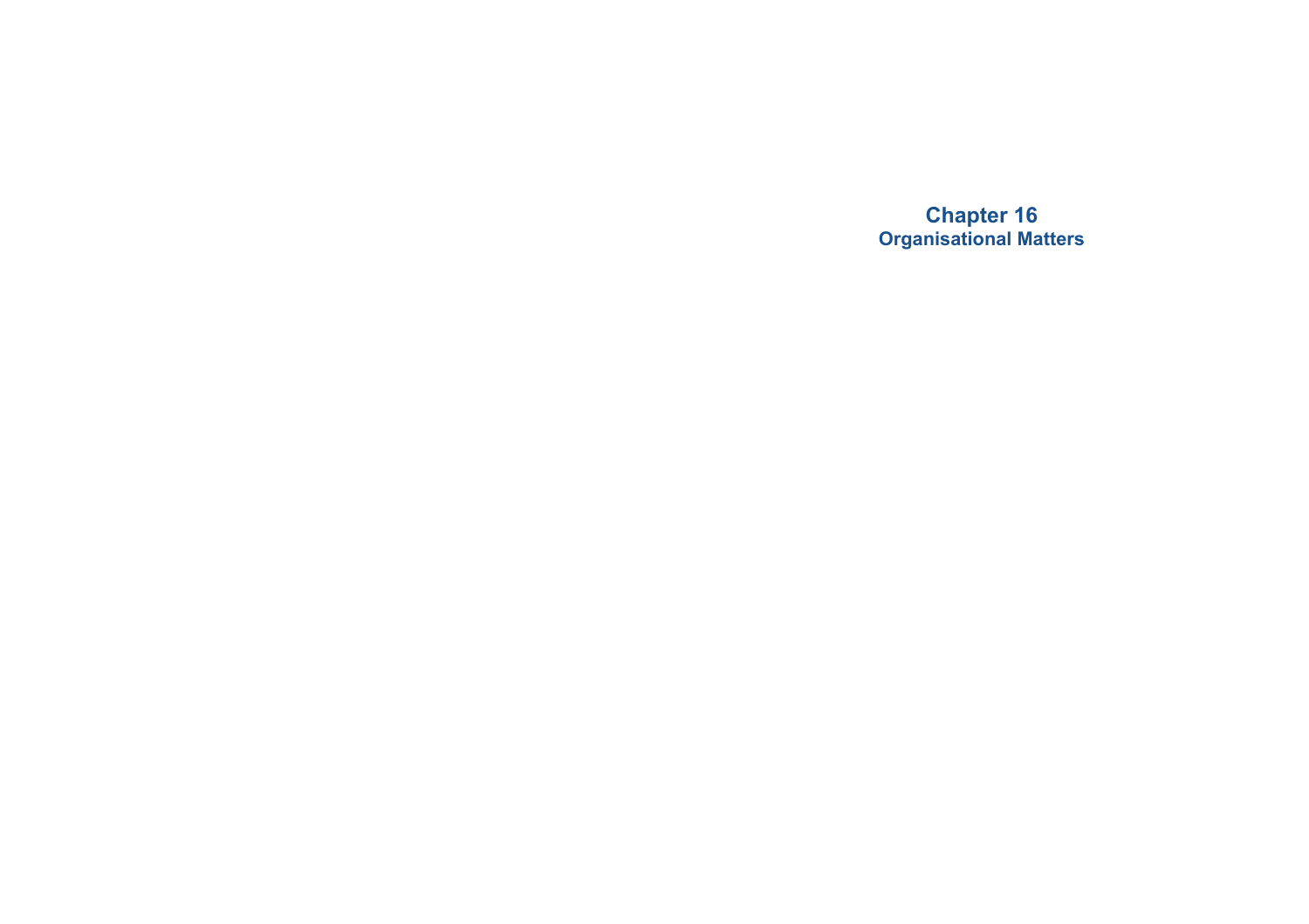# Chapter 16
## Organisational Matters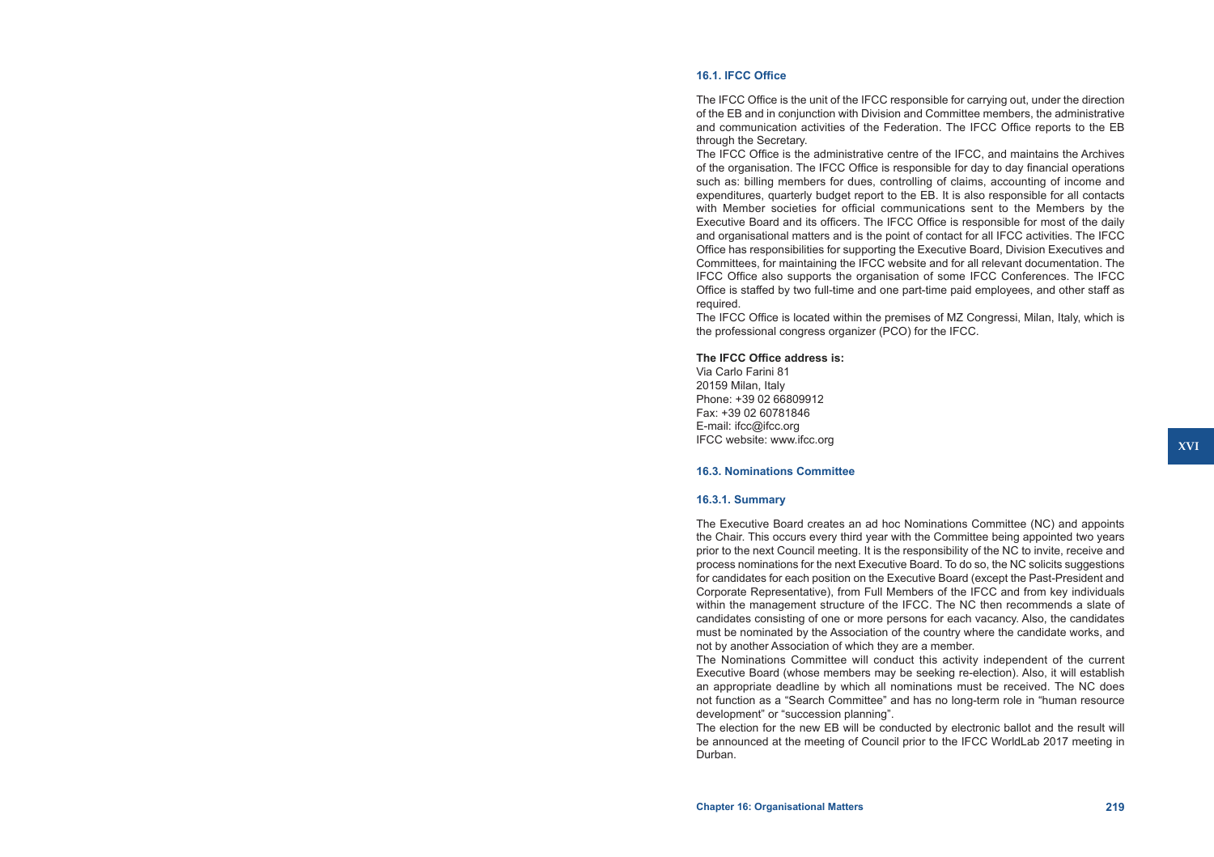### 16.1. IFCC Office

The IFCC Office is the unit of the IFCC responsible for carrying out, under the direction of the EB and in conjunction with Division and Committee members, the administrative and communication activities of the Federation. The IFCC Office reports to the EB through the Secretary.

The IFCC Office is the administrative centre of the IFCC, and maintains the Archives of the organisation. The IFCC Office is responsible for day to day financial operations such as: billing members for dues, controlling of claims, accounting of income and expenditures, quarterly budget report to the EB. It is also responsible for all contacts with Member societies for official communications sent to the Members by the Executive Board and its officers. The IFCC Office is responsible for most of the daily and organisational matters and is the point of contact for all IFCC activities. The IFCC Office has responsibilities for supporting the Executive Board, Division Executives and Committees, for maintaining the IFCC website and for all relevant documentation. The IFCC Office also supports the organisation of some IFCC Conferences. The IFCC Office is staffed by two full-time and one part-time paid employees, and other staff as required.

The IFCC Office is located within the premises of MZ Congressi, Milan, Italy, which is the professional congress organizer (PCO) for the IFCC.

**The IFCC Office address is:**
Via Carlo Farini 81
20159 Milan, Italy
Phone: +39 02 66809912
Fax: +39 02 60781846
E-mail: ifcc@ifcc.org
IFCC website: www.ifcc.org

### 16.3. Nominations Committee

#### 16.3.1. Summary

The Executive Board creates an ad hoc Nominations Committee (NC) and appoints the Chair. This occurs every third year with the Committee being appointed two years prior to the next Council meeting. It is the responsibility of the NC to invite, receive and process nominations for the next Executive Board. To do so, the NC solicits suggestions for candidates for each position on the Executive Board (except the Past-President and Corporate Representative), from Full Members of the IFCC and from key individuals within the management structure of the IFCC. The NC then recommends a slate of candidates consisting of one or more persons for each vacancy. Also, the candidates must be nominated by the Association of the country where the candidate works, and not by another Association of which they are a member.

The Nominations Committee will conduct this activity independent of the current Executive Board (whose members may be seeking re-election). Also, it will establish an appropriate deadline by which all nominations must be received. The NC does not function as a "Search Committee" and has no long-term role in "human resource development" or "succession planning".

The election for the new EB will be conducted by electronic ballot and the result will be announced at the meeting of Council prior to the IFCC WorldLab 2017 meeting in Durban.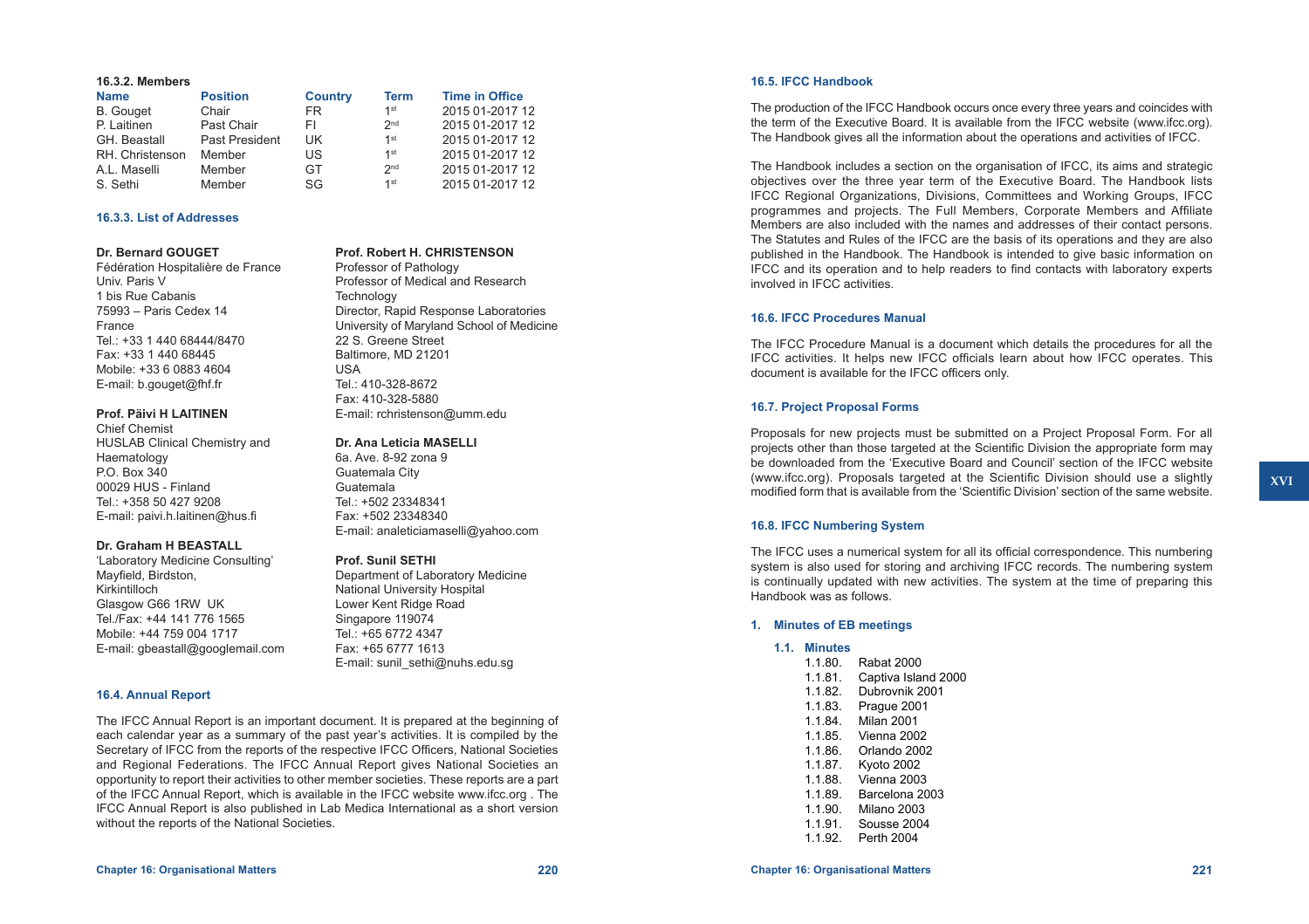### 16.3.2. Members

| Name | Position | Country | Term | Time in Office |
|---|---|---|---|---|
| B. Gouget | Chair | FR | 1st | 2015 01-2017 12 |
| P. Laitinen | Past Chair | FI | 2nd | 2015 01-2017 12 |
| GH. Beastall | Past President | UK | 1st | 2015 01-2017 12 |
| RH. Christenson | Member | US | 1st | 2015 01-2017 12 |
| A.L. Maselli | Member | GT | 2nd | 2015 01-2017 12 |
| S. Sethi | Member | SG | 1st | 2015 01-2017 12 |

### 16.3.3. List of Addresses

**Dr. Bernard GOUGET**
Fédération Hospitalière de France
Univ. Paris V
1 bis Rue Cabanis
75993 – Paris Cedex 14
France
Tel.: +33 1 440 68444/8470
Fax: +33 1 440 68445
Mobile: +33 6 0883 4604
E-mail: b.gouget@fhf.fr

**Prof. Päivi H LAITINEN**
Chief Chemist
HUSLAB Clinical Chemistry and Haematology
P.O. Box 340
00029 HUS - Finland
Tel.: +358 50 427 9208
E-mail: paivi.h.laitinen@hus.fi

**Dr. Graham H BEASTALL**
'Laboratory Medicine Consulting'
Mayfield, Birdston,
Kirkintilloch
Glasgow G66 1RW UK
Tel./Fax: +44 141 776 1565
Mobile: +44 759 004 1717
E-mail: gbeastall@googlemail.com

**Prof. Robert H. CHRISTENSON**
Professor of Pathology
Professor of Medical and Research Technology
Director, Rapid Response Laboratories
University of Maryland School of Medicine
22 S. Greene Street
Baltimore, MD 21201
USA
Tel.: 410-328-8672
Fax: 410-328-5880
E-mail: rchristenson@umm.edu

**Dr. Ana Leticia MASELLI**
6a. Ave. 8-92 zona 9
Guatemala City
Guatemala
Tel.: +502 23348341
Fax: +502 23348340
E-mail: analeticiamaselli@yahoo.com

**Prof. Sunil SETHI**
Department of Laboratory Medicine
National University Hospital
Lower Kent Ridge Road
Singapore 119074
Tel.: +65 6772 4347
Fax: +65 6777 1613
E-mail: sunil_sethi@nuhs.edu.sg

### 16.4. Annual Report

The IFCC Annual Report is an important document. It is prepared at the beginning of each calendar year as a summary of the past year's activities. It is compiled by the Secretary of IFCC from the reports of the respective IFCC Officers, National Societies and Regional Federations. The IFCC Annual Report gives National Societies an opportunity to report their activities to other member societies. These reports are a part of the IFCC Annual Report, which is available in the IFCC website www.ifcc.org . The IFCC Annual Report is also published in Lab Medica International as a short version without the reports of the National Societies.

### 16.5. IFCC Handbook

The production of the IFCC Handbook occurs once every three years and coincides with the term of the Executive Board. It is available from the IFCC website (www.ifcc.org). The Handbook gives all the information about the operations and activities of IFCC.

The Handbook includes a section on the organisation of IFCC, its aims and strategic objectives over the three year term of the Executive Board. The Handbook lists IFCC Regional Organizations, Divisions, Committees and Working Groups, IFCC programmes and projects. The Full Members, Corporate Members and Affiliate Members are also included with the names and addresses of their contact persons. The Statutes and Rules of the IFCC are the basis of its operations and they are also published in the Handbook. The Handbook is intended to give basic information on IFCC and its operation and to help readers to find contacts with laboratory experts involved in IFCC activities.

### 16.6. IFCC Procedures Manual

The IFCC Procedure Manual is a document which details the procedures for all the IFCC activities. It helps new IFCC officials learn about how IFCC operates. This document is available for the IFCC officers only.

### 16.7. Project Proposal Forms

Proposals for new projects must be submitted on a Project Proposal Form. For all projects other than those targeted at the Scientific Division the appropriate form may be downloaded from the 'Executive Board and Council' section of the IFCC website (www.ifcc.org). Proposals targeted at the Scientific Division should use a slightly modified form that is available from the 'Scientific Division' section of the same website.

### 16.8. IFCC Numbering System

The IFCC uses a numerical system for all its official correspondence. This numbering system is also used for storing and archiving IFCC records. The numbering system is continually updated with new activities. The system at the time of preparing this Handbook was as follows.

**1. Minutes of EB meetings**

**1.1. Minutes**

1.1.80. Rabat 2000
1.1.81. Captiva Island 2000
1.1.82. Dubrovnik 2001
1.1.83. Prague 2001
1.1.84. Milan 2001
1.1.85. Vienna 2002
1.1.86. Orlando 2002
1.1.87. Kyoto 2002
1.1.88. Vienna 2003
1.1.89. Barcelona 2003
1.1.90. Milano 2003
1.1.91. Sousse 2004
1.1.92. Perth 2004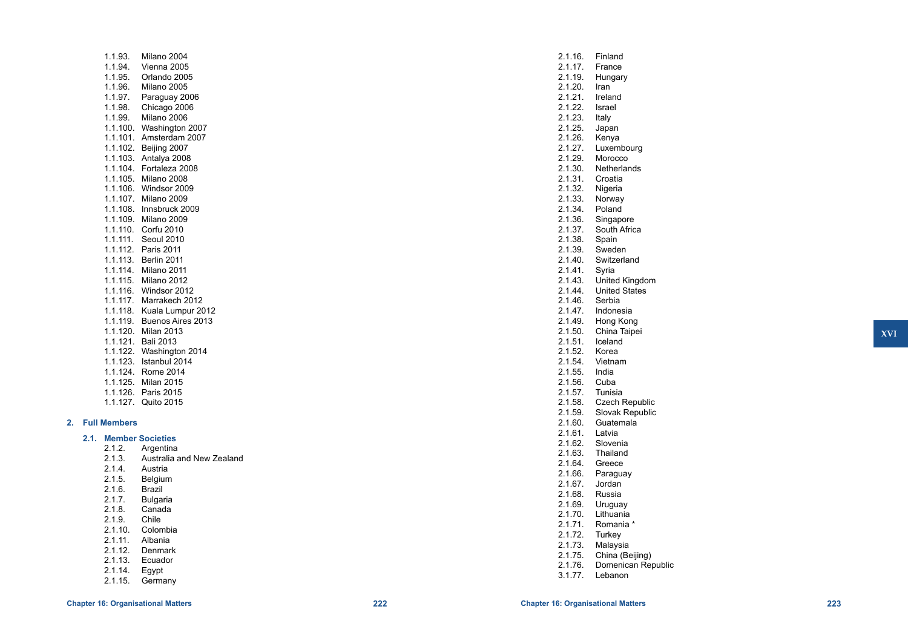1.1.93. Milano 2004
1.1.94. Vienna 2005
1.1.95. Orlando 2005
1.1.96. Milano 2005
1.1.97. Paraguay 2006
1.1.98. Chicago 2006
1.1.99. Milano 2006
1.1.100. Washington 2007
1.1.101. Amsterdam 2007
1.1.102. Beijing 2007
1.1.103. Antalya 2008
1.1.104. Fortaleza 2008
1.1.105. Milano 2008
1.1.106. Windsor 2009
1.1.107. Milano 2009
1.1.108. Innsbruck 2009
1.1.109. Milano 2009
1.1.110. Corfu 2010
1.1.111. Seoul 2010
1.1.112. Paris 2011
1.1.113. Berlin 2011
1.1.114. Milano 2011
1.1.115. Milano 2012
1.1.116. Windsor 2012
1.1.117. Marrakech 2012
1.1.118. Kuala Lumpur 2012
1.1.119. Buenos Aires 2013
1.1.120. Milan 2013
1.1.121. Bali 2013
1.1.122. Washington 2014
1.1.123. Istanbul 2014
1.1.124. Rome 2014
1.1.125. Milan 2015
1.1.126. Paris 2015
1.1.127. Quito 2015

## 2. Full Members

### 2.1. Member Societies

2.1.2. Argentina
2.1.3. Australia and New Zealand
2.1.4. Austria
2.1.5. Belgium
2.1.6. Brazil
2.1.7. Bulgaria
2.1.8. Canada
2.1.9. Chile
2.1.10. Colombia
2.1.11. Albania
2.1.12. Denmark
2.1.13. Ecuador
2.1.14. Egypt
2.1.15. Germany
2.1.16. Finland
2.1.17. France
2.1.19. Hungary
2.1.20. Iran
2.1.21. Ireland
2.1.22. Israel
2.1.23. Italy
2.1.25. Japan
2.1.26. Kenya
2.1.27. Luxembourg
2.1.29. Morocco
2.1.30. Netherlands
2.1.31. Croatia
2.1.32. Nigeria
2.1.33. Norway
2.1.34. Poland
2.1.36. Singapore
2.1.37. South Africa
2.1.38. Spain
2.1.39. Sweden
2.1.40. Switzerland
2.1.41. Syria
2.1.43. United Kingdom
2.1.44. United States
2.1.46. Serbia
2.1.47. Indonesia
2.1.49. Hong Kong
2.1.50. China Taipei
2.1.51. Iceland
2.1.52. Korea
2.1.54. Vietnam
2.1.55. India
2.1.56. Cuba
2.1.57. Tunisia
2.1.58. Czech Republic
2.1.59. Slovak Republic
2.1.60. Guatemala
2.1.61. Latvia
2.1.62. Slovenia
2.1.63. Thailand
2.1.64. Greece
2.1.66. Paraguay
2.1.67. Jordan
2.1.68. Russia
2.1.69. Uruguay
2.1.70. Lithuania
2.1.71. Romania *
2.1.72. Turkey
2.1.73. Malaysia
2.1.75. China (Beijing)
2.1.76. Domenican Republic
3.1.77. Lebanon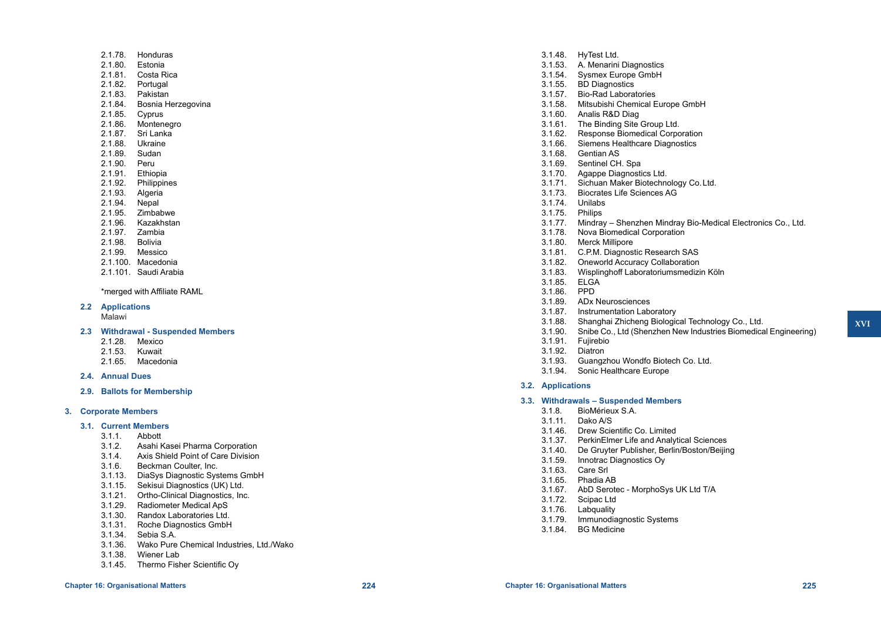- 2.1.78. Honduras
- 2.1.80. Estonia
- 2.1.81. Costa Rica
- 2.1.82. Portugal
- 2.1.83. Pakistan
- 2.1.84. Bosnia Herzegovina
- 2.1.85. Cyprus
- 2.1.86. Montenegro
- 2.1.87. Sri Lanka
- 2.1.88. Ukraine
- 2.1.89. Sudan
- 2.1.90. Peru
- 2.1.91. Ethiopia
- 2.1.92. Philippines
- 2.1.93. Algeria
- 2.1.94. Nepal
- 2.1.95. Zimbabwe
- 2.1.96. Kazakhstan
- 2.1.97. Zambia
- 2.1.98. Bolivia
- 2.1.99. Messico
- 2.1.100. Macedonia
- 2.1.101. Saudi Arabia

*merged with Affiliate RAML

### 2.2 Applications

Malawi

### 2.3 Withdrawal - Suspended Members

- 2.1.28. Mexico
- 2.1.53. Kuwait
- 2.1.65. Macedonia

### 2.4. Annual Dues

### 2.9. Ballots for Membership

## 3. Corporate Members

### 3.1. Current Members

- 3.1.1. Abbott
- 3.1.2. Asahi Kasei Pharma Corporation
- 3.1.4. Axis Shield Point of Care Division
- 3.1.6. Beckman Coulter, Inc.
- 3.1.13. DiaSys Diagnostic Systems GmbH
- 3.1.15. Sekisui Diagnostics (UK) Ltd.
- 3.1.21. Ortho-Clinical Diagnostics, Inc.
- 3.1.29. Radiometer Medical ApS
- 3.1.30. Randox Laboratories Ltd.
- 3.1.31. Roche Diagnostics GmbH
- 3.1.34. Sebia S.A.
- 3.1.36. Wako Pure Chemical Industries, Ltd./Wako
- 3.1.38. Wiener Lab
- 3.1.45. Thermo Fisher Scientific Oy
- 3.1.48. HyTest Ltd.
- 3.1.53. A. Menarini Diagnostics
- 3.1.54. Sysmex Europe GmbH
- 3.1.55. BD Diagnostics
- 3.1.57. Bio-Rad Laboratories
- 3.1.58. Mitsubishi Chemical Europe GmbH
- 3.1.60. Analis R&D Diag
- 3.1.61. The Binding Site Group Ltd.
- 3.1.62. Response Biomedical Corporation
- 3.1.66. Siemens Healthcare Diagnostics
- 3.1.68. Gentian AS
- 3.1.69. Sentinel CH. Spa
- 3.1.70. Agappe Diagnostics Ltd.
- 3.1.71. Sichuan Maker Biotechnology Co. Ltd.
- 3.1.73. Biocrates Life Sciences AG
- 3.1.74. Unilabs
- 3.1.75. Philips
- 3.1.77. Mindray – Shenzhen Mindray Bio-Medical Electronics Co., Ltd.
- 3.1.78. Nova Biomedical Corporation
- 3.1.80. Merck Millipore
- 3.1.81. C.P.M. Diagnostic Research SAS
- 3.1.82. Oneworld Accuracy Collaboration
- 3.1.83. Wisplinghoff Laboratoriumsmedizin Köln
- 3.1.85. ELGA
- 3.1.86. PPD
- 3.1.89. ADx Neurosciences
- 3.1.87. Instrumentation Laboratory
- 3.1.88. Shanghai Zhicheng Biological Technology Co., Ltd.
- 3.1.90. Snibe Co., Ltd (Shenzhen New Industries Biomedical Engineering)
- 3.1.91. Fujirebio
- 3.1.92. Diatron
- 3.1.93. Guangzhou Wondfo Biotech Co. Ltd.
- 3.1.94. Sonic Healthcare Europe

### 3.2. Applications

### 3.3. Withdrawals – Suspended Members

- 3.1.8. BioMérieux S.A.
- 3.1.11. Dako A/S
- 3.1.46. Drew Scientific Co. Limited
- 3.1.37. PerkinElmer Life and Analytical Sciences
- 3.1.40. De Gruyter Publisher, Berlin/Boston/Beijing
- 3.1.59. Innotrac Diagnostics Oy
- 3.1.63. Care Srl
- 3.1.65. Phadia AB
- 3.1.67. AbD Serotec - MorphoSys UK Ltd T/A
- 3.1.72. Scipac Ltd
- 3.1.76. Labquality
- 3.1.79. Immunodiagnostic Systems
- 3.1.84. BG Medicine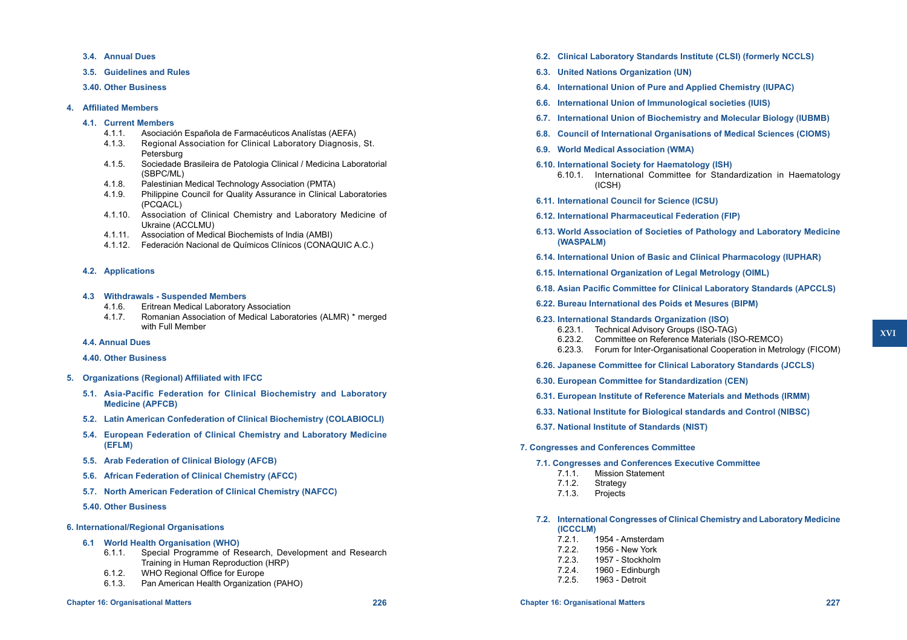- **3.4. Annual Dues**
- **3.5. Guidelines and Rules**
- **3.40. Other Business**

**4. Affiliated Members**

- **4.1. Current Members**
  - 4.1.1. Asociación Española de Farmacéuticos Analístas (AEFA)
  - 4.1.3. Regional Association for Clinical Laboratory Diagnosis, St. Petersburg
  - 4.1.5. Sociedade Brasileira de Patologia Clinical / Medicina Laboratorial (SBPC/ML)
  - 4.1.8. Palestinian Medical Technology Association (PMTA)
  - 4.1.9. Philippine Council for Quality Assurance in Clinical Laboratories (PCQACL)
  - 4.1.10. Association of Clinical Chemistry and Laboratory Medicine of Ukraine (ACCLMU)
  - 4.1.11. Association of Medical Biochemists of India (AMBI)
  - 4.1.12. Federación Nacional de Químicos Clínicos (CONAQUIC A.C.)
- **4.2. Applications**
- **4.3 Withdrawals - Suspended Members**
  - 4.1.6. Eritrean Medical Laboratory Association
  - 4.1.7. Romanian Association of Medical Laboratories (ALMR) * merged with Full Member
- **4.4. Annual Dues**
- **4.40. Other Business**

**5. Organizations (Regional) Affiliated with IFCC**

- **5.1. Asia-Pacific Federation for Clinical Biochemistry and Laboratory Medicine (APFCB)**
- **5.2. Latin American Confederation of Clinical Biochemistry (COLABIOCLI)**
- **5.4. European Federation of Clinical Chemistry and Laboratory Medicine (EFLM)**
- **5.5. Arab Federation of Clinical Biology (AFCB)**
- **5.6. African Federation of Clinical Chemistry (AFCC)**
- **5.7. North American Federation of Clinical Chemistry (NAFCC)**
- **5.40. Other Business**

**6. International/Regional Organisations**

- **6.1 World Health Organisation (WHO)**
  - 6.1.1. Special Programme of Research, Development and Research Training in Human Reproduction (HRP)
  - 6.1.2. WHO Regional Office for Europe
  - 6.1.3. Pan American Health Organization (PAHO)
- **6.2. Clinical Laboratory Standards Institute (CLSI) (formerly NCCLS)**
- **6.3. United Nations Organization (UN)**
- **6.4. International Union of Pure and Applied Chemistry (IUPAC)**
- **6.6. International Union of Immunological societies (IUIS)**
- **6.7. International Union of Biochemistry and Molecular Biology (IUBMB)**
- **6.8. Council of International Organisations of Medical Sciences (CIOMS)**
- **6.9. World Medical Association (WMA)**
- **6.10. International Society for Haematology (ISH)**
  - 6.10.1. International Committee for Standardization in Haematology (ICSH)
- **6.11. International Council for Science (ICSU)**
- **6.12. International Pharmaceutical Federation (FIP)**
- **6.13. World Association of Societies of Pathology and Laboratory Medicine (WASPALM)**
- **6.14. International Union of Basic and Clinical Pharmacology (IUPHAR)**
- **6.15. International Organization of Legal Metrology (OIML)**
- **6.18. Asian Pacific Committee for Clinical Laboratory Standards (APCCLS)**
- **6.22. Bureau International des Poids et Mesures (BIPM)**
- **6.23. International Standards Organization (ISO)**
  - 6.23.1. Technical Advisory Groups (ISO-TAG)
  - 6.23.2. Committee on Reference Materials (ISO-REMCO)
  - 6.23.3. Forum for Inter-Organisational Cooperation in Metrology (FICOM)
- **6.26. Japanese Committee for Clinical Laboratory Standards (JCCLS)**
- **6.30. European Committee for Standardization (CEN)**
- **6.31. European Institute of Reference Materials and Methods (IRMM)**
- **6.33. National Institute for Biological standards and Control (NIBSC)**
- **6.37. National Institute of Standards (NIST)**

**7. Congresses and Conferences Committee**

- **7.1. Congresses and Conferences Executive Committee**
  - 7.1.1. Mission Statement
  - 7.1.2. Strategy
  - 7.1.3. Projects
- **7.2. International Congresses of Clinical Chemistry and Laboratory Medicine (ICCCLM)**
  - 7.2.1. 1954 - Amsterdam
  - 7.2.2. 1956 - New York
  - 7.2.3. 1957 - Stockholm
  - 7.2.4. 1960 - Edinburgh
  - 7.2.5. 1963 - Detroit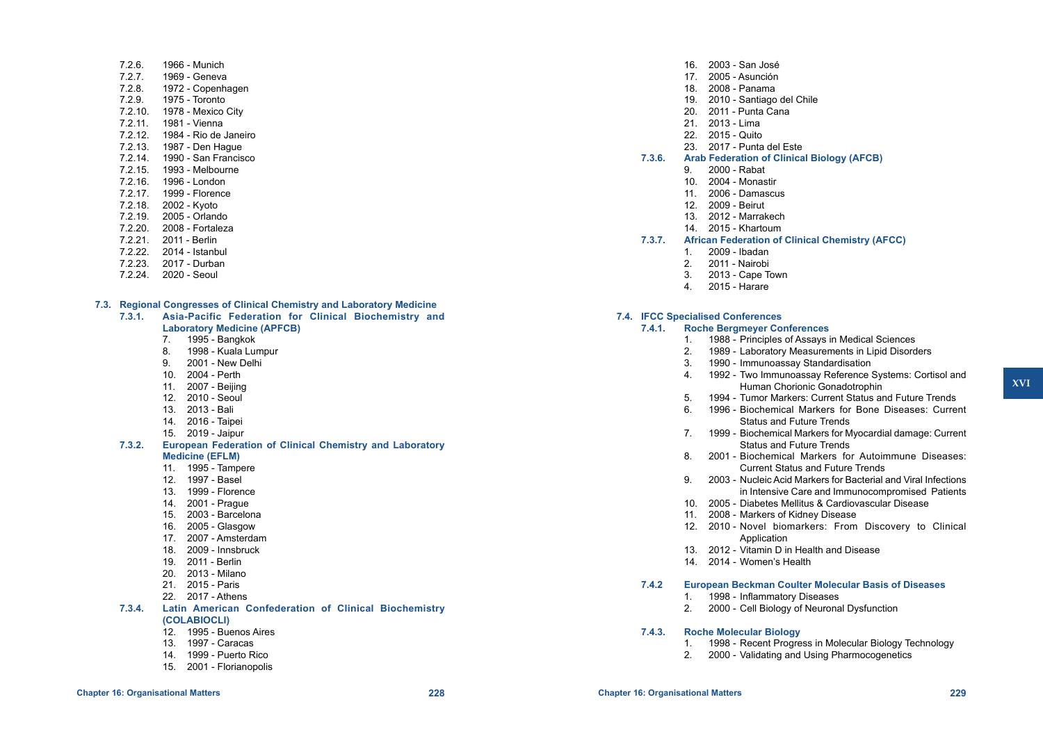7.2.6. 1966 - Munich
7.2.7. 1969 - Geneva
7.2.8. 1972 - Copenhagen
7.2.9. 1975 - Toronto
7.2.10. 1978 - Mexico City
7.2.11. 1981 - Vienna
7.2.12. 1984 - Rio de Janeiro
7.2.13. 1987 - Den Hague
7.2.14. 1990 - San Francisco
7.2.15. 1993 - Melbourne
7.2.16. 1996 - London
7.2.17. 1999 - Florence
7.2.18. 2002 - Kyoto
7.2.19. 2005 - Orlando
7.2.20. 2008 - Fortaleza
7.2.21. 2011 - Berlin
7.2.22. 2014 - Istanbul
7.2.23. 2017 - Durban
7.2.24. 2020 - Seoul

## 7.3. Regional Congresses of Clinical Chemistry and Laboratory Medicine

### 7.3.1. Asia-Pacific Federation for Clinical Biochemistry and Laboratory Medicine (APFCB)

7. 1995 - Bangkok
8. 1998 - Kuala Lumpur
9. 2001 - New Delhi
10. 2004 - Perth
11. 2007 - Beijing
12. 2010 - Seoul
13. 2013 - Bali
14. 2016 - Taipei
15. 2019 - Jaipur

### 7.3.2. European Federation of Clinical Chemistry and Laboratory Medicine (EFLM)

11. 1995 - Tampere
12. 1997 - Basel
13. 1999 - Florence
14. 2001 - Prague
15. 2003 - Barcelona
16. 2005 - Glasgow
17. 2007 - Amsterdam
18. 2009 - Innsbruck
19. 2011 - Berlin
20. 2013 - Milano
21. 2015 - Paris
22. 2017 - Athens

### 7.3.4. Latin American Confederation of Clinical Biochemistry (COLABIOCLI)

12. 1995 - Buenos Aires
13. 1997 - Caracas
14. 1999 - Puerto Rico
15. 2001 - Florianopolis
16. 2003 - San José
17. 2005 - Asunción
18. 2008 - Panama
19. 2010 - Santiago del Chile
20. 2011 - Punta Cana
21. 2013 - Lima
22. 2015 - Quito
23. 2017 - Punta del Este

### 7.3.6. Arab Federation of Clinical Biology (AFCB)

9. 2000 - Rabat
10. 2004 - Monastir
11. 2006 - Damascus
12. 2009 - Beirut
13. 2012 - Marrakech
14. 2015 - Khartoum

### 7.3.7. African Federation of Clinical Chemistry (AFCC)

1. 2009 - Ibadan
2. 2011 - Nairobi
3. 2013 - Cape Town
4. 2015 - Harare

## 7.4. IFCC Specialised Conferences

### 7.4.1. Roche Bergmeyer Conferences

1. 1988 - Principles of Assays in Medical Sciences
2. 1989 - Laboratory Measurements in Lipid Disorders
3. 1990 - Immunoassay Standardisation
4. 1992 - Two Immunoassay Reference Systems: Cortisol and Human Chorionic Gonadotrophin
5. 1994 - Tumor Markers: Current Status and Future Trends
6. 1996 - Biochemical Markers for Bone Diseases: Current Status and Future Trends
7. 1999 - Biochemical Markers for Myocardial damage: Current Status and Future Trends
8. 2001 - Biochemical Markers for Autoimmune Diseases: Current Status and Future Trends
9. 2003 - Nucleic Acid Markers for Bacterial and Viral Infections in Intensive Care and Immunocompromised Patients
10. 2005 - Diabetes Mellitus & Cardiovascular Disease
11. 2008 - Markers of Kidney Disease
12. 2010 - Novel biomarkers: From Discovery to Clinical Application
13. 2012 - Vitamin D in Health and Disease
14. 2014 - Women's Health

### 7.4.2 European Beckman Coulter Molecular Basis of Diseases

1. 1998 - Inflammatory Diseases
2. 2000 - Cell Biology of Neuronal Dysfunction

### 7.4.3. Roche Molecular Biology

1. 1998 - Recent Progress in Molecular Biology Technology
2. 2000 - Validating and Using Pharmocogenetics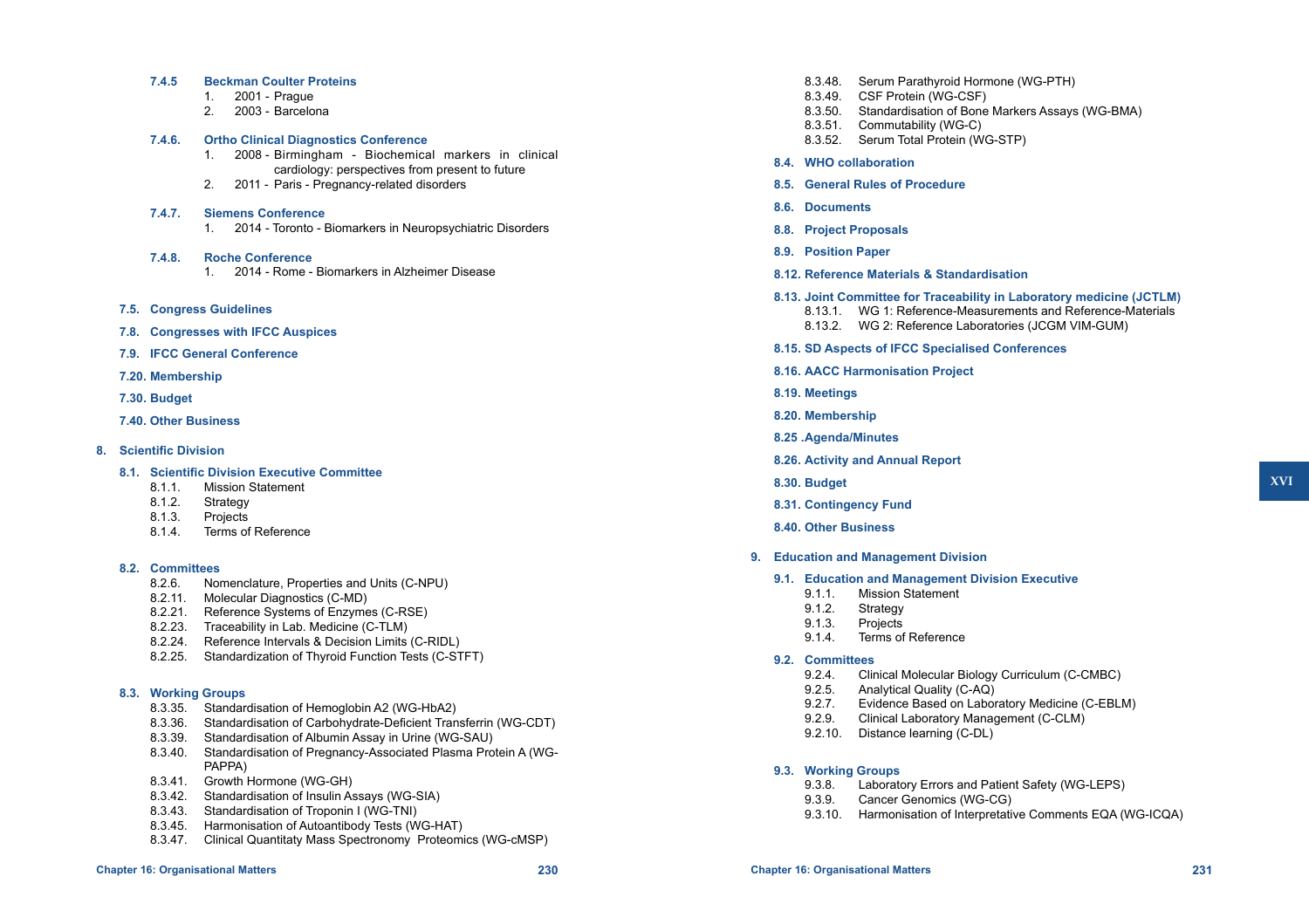**7.4.5 Beckman Coulter Proteins**

1. 2001 - Prague
2. 2003 - Barcelona

**7.4.6. Ortho Clinical Diagnostics Conference**

1. 2008 - Birmingham - Biochemical markers in clinical cardiology: perspectives from present to future
2. 2011 - Paris - Pregnancy-related disorders

**7.4.7. Siemens Conference**

1. 2014 - Toronto - Biomarkers in Neuropsychiatric Disorders

**7.4.8. Roche Conference**

1. 2014 - Rome - Biomarkers in Alzheimer Disease

**7.5. Congress Guidelines**

**7.8. Congresses with IFCC Auspices**

**7.9. IFCC General Conference**

**7.20. Membership**

**7.30. Budget**

**7.40. Other Business**

## 8. Scientific Division

**8.1. Scientific Division Executive Committee**

- 8.1.1. Mission Statement
- 8.1.2. Strategy
- 8.1.3. Projects
- 8.1.4. Terms of Reference

**8.2. Committees**

- 8.2.6. Nomenclature, Properties and Units (C-NPU)
- 8.2.11. Molecular Diagnostics (C-MD)
- 8.2.21. Reference Systems of Enzymes (C-RSE)
- 8.2.23. Traceability in Lab. Medicine (C-TLM)
- 8.2.24. Reference Intervals & Decision Limits (C-RIDL)
- 8.2.25. Standardization of Thyroid Function Tests (C-STFT)

**8.3. Working Groups**

- 8.3.35. Standardisation of Hemoglobin A2 (WG-HbA2)
- 8.3.36. Standardisation of Carbohydrate-Deficient Transferrin (WG-CDT)
- 8.3.39. Standardisation of Albumin Assay in Urine (WG-SAU)
- 8.3.40. Standardisation of Pregnancy-Associated Plasma Protein A (WG-PAPPA)
- 8.3.41. Growth Hormone (WG-GH)
- 8.3.42. Standardisation of Insulin Assays (WG-SIA)
- 8.3.43. Standardisation of Troponin I (WG-TNI)
- 8.3.45. Harmonisation of Autoantibody Tests (WG-HAT)
- 8.3.47. Clinical Quantitaty Mass Spectronomy Proteomics (WG-cMSP)
- 8.3.48. Serum Parathyroid Hormone (WG-PTH)
- 8.3.49. CSF Protein (WG-CSF)
- 8.3.50. Standardisation of Bone Markers Assays (WG-BMA)
- 8.3.51. Commutability (WG-C)
- 8.3.52. Serum Total Protein (WG-STP)

**8.4. WHO collaboration**

**8.5. General Rules of Procedure**

**8.6. Documents**

**8.8. Project Proposals**

**8.9. Position Paper**

**8.12. Reference Materials & Standardisation**

**8.13. Joint Committee for Traceability in Laboratory medicine (JCTLM)**

- 8.13.1. WG 1: Reference-Measurements and Reference-Materials
- 8.13.2. WG 2: Reference Laboratories (JCGM VIM-GUM)

**8.15. SD Aspects of IFCC Specialised Conferences**

**8.16. AACC Harmonisation Project**

**8.19. Meetings**

**8.20. Membership**

**8.25 .Agenda/Minutes**

**8.26. Activity and Annual Report**

**8.30. Budget**

**8.31. Contingency Fund**

**8.40. Other Business**

## 9. Education and Management Division

**9.1. Education and Management Division Executive**

- 9.1.1. Mission Statement
- 9.1.2. Strategy
- 9.1.3. Projects
- 9.1.4. Terms of Reference

**9.2. Committees**

- 9.2.4. Clinical Molecular Biology Curriculum (C-CMBC)
- 9.2.5. Analytical Quality (C-AQ)
- 9.2.7. Evidence Based on Laboratory Medicine (C-EBLM)
- 9.2.9. Clinical Laboratory Management (C-CLM)
- 9.2.10. Distance learning (C-DL)

**9.3. Working Groups**

- 9.3.8. Laboratory Errors and Patient Safety (WG-LEPS)
- 9.3.9. Cancer Genomics (WG-CG)
- 9.3.10. Harmonisation of Interpretative Comments EQA (WG-ICQA)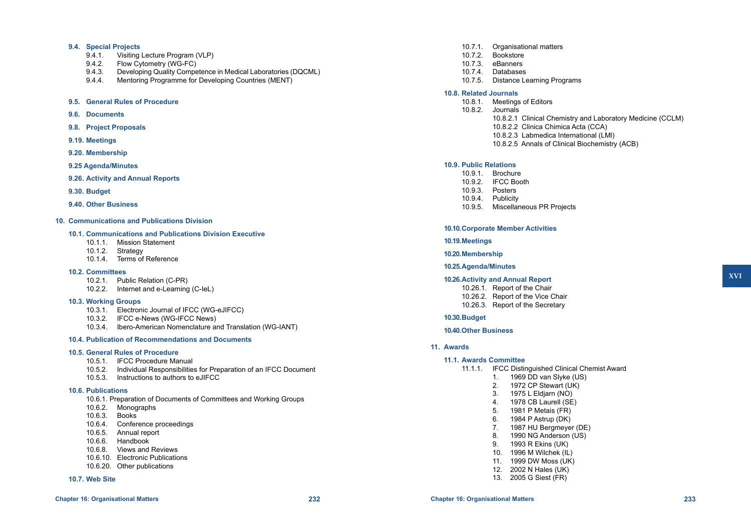**9.4. Special Projects**

- 9.4.1. Visiting Lecture Program (VLP)
- 9.4.2. Flow Cytometry (WG-FC)
- 9.4.3. Developing Quality Competence in Medical Laboratories (DQCML)
- 9.4.4. Mentoring Programme for Developing Countries (MENT)

**9.5. General Rules of Procedure**

**9.6. Documents**

**9.8. Project Proposals**

**9.19. Meetings**

**9.20. Membership**

**9.25 Agenda/Minutes**

**9.26. Activity and Annual Reports**

**9.30. Budget**

**9.40. Other Business**

## 10. Communications and Publications Division

**10.1. Communications and Publications Division Executive**

- 10.1.1. Mission Statement
- 10.1.2. Strategy
- 10.1.4. Terms of Reference

**10.2. Committees**

- 10.2.1. Public Relation (C-PR)
- 10.2.2. Internet and e-Learning (C-IeL)

**10.3. Working Groups**

- 10.3.1. Electronic Journal of IFCC (WG-eJIFCC)
- 10.3.2. IFCC e-News (WG-IFCC News)
- 10.3.4. Ibero-American Nomenclature and Translation (WG-IANT)

**10.4. Publication of Recommendations and Documents**

**10.5. General Rules of Procedure**

- 10.5.1. IFCC Procedure Manual
- 10.5.2. Individual Responsibilities for Preparation of an IFCC Document
- 10.5.3. Instructions to authors to eJIFCC

**10.6. Publications**

- 10.6.1. Preparation of Documents of Committees and Working Groups
- 10.6.2. Monographs
- 10.6.3. Books
- 10.6.4. Conference proceedings
- 10.6.5. Annual report
- 10.6.6. Handbook
- 10.6.8. Views and Reviews
- 10.6.10. Electronic Publications
- 10.6.20. Other publications

**10.7. Web Site**

- 10.7.1. Organisational matters
- 10.7.2. Bookstore
- 10.7.3. eBanners
- 10.7.4. Databases
- 10.7.5. Distance Learning Programs

**10.8. Related Journals**

- 10.8.1. Meetings of Editors
- 10.8.2. Journals
  - 10.8.2.1 Clinical Chemistry and Laboratory Medicine (CCLM)
  - 10.8.2.2 Clinica Chimica Acta (CCA)
  - 10.8.2.3 Labmedica International (LMI)
  - 10.8.2.5 Annals of Clinical Biochemistry (ACB)

**10.9. Public Relations**

- 10.9.1. Brochure
- 10.9.2. IFCC Booth
- 10.9.3. Posters
- 10.9.4. Publicity
- 10.9.5. Miscellaneous PR Projects

**10.10. Corporate Member Activities**

**10.19. Meetings**

**10.20. Membership**

**10.25. Agenda/Minutes**

**10.26. Activity and Annual Report**

- 10.26.1. Report of the Chair
- 10.26.2. Report of the Vice Chair
- 10.26.3. Report of the Secretary

**10.30. Budget**

**10.40. Other Business**

## 11. Awards

**11.1. Awards Committee**

- 11.1.1. IFCC Distinguished Clinical Chemist Award
  1. 1969 DD van Slyke (US)
  2. 1972 CP Stewart (UK)
  3. 1975 L Eldjarn (NO)
  4. 1978 CB Laurell (SE)
  5. 1981 P Metais (FR)
  6. 1984 P Astrup (DK)
  7. 1987 HU Bergmeyer (DE)
  8. 1990 NG Anderson (US)
  9. 1993 R Ekins (UK)
  10. 1996 M Wilchek (IL)
  11. 1999 DW Moss (UK)
  12. 2002 N Hales (UK)
  13. 2005 G Siest (FR)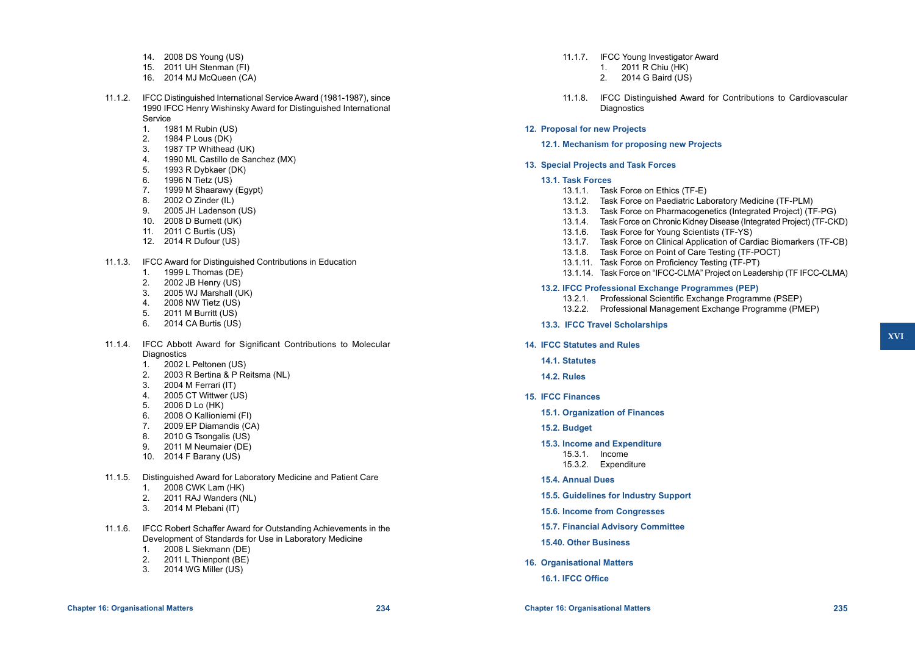14. 2008 DS Young (US)
15. 2011 UH Stenman (FI)
16. 2014 MJ McQueen (CA)

11.1.2. IFCC Distinguished International Service Award (1981-1987), since 1990 IFCC Henry Wishinsky Award for Distinguished International Service

1. 1981 M Rubin (US)
2. 1984 P Lous (DK)
3. 1987 TP Whitehead (UK)
4. 1990 ML Castillo de Sanchez (MX)
5. 1993 R Dybkaer (DK)
6. 1996 N Tietz (US)
7. 1999 M Shaarawy (Egypt)
8. 2002 O Zinder (IL)
9. 2005 JH Ladenson (US)
10. 2008 D Burnett (UK)
11. 2011 C Burtis (US)
12. 2014 R Dufour (US)

11.1.3. IFCC Award for Distinguished Contributions in Education

1. 1999 L Thomas (DE)
2. 2002 JB Henry (US)
3. 2005 WJ Marshall (UK)
4. 2008 NW Tietz (US)
5. 2011 M Burritt (US)
6. 2014 CA Burtis (US)

11.1.4. IFCC Abbott Award for Significant Contributions to Molecular Diagnostics

1. 2002 L Peltonen (US)
2. 2003 R Bertina & P Reitsma (NL)
3. 2004 M Ferrari (IT)
4. 2005 CT Wittwer (US)
5. 2006 D Lo (HK)
6. 2008 O Kallioniemi (FI)
7. 2009 EP Diamandis (CA)
8. 2010 G Tsongalis (US)
9. 2011 M Neumaier (DE)
10. 2014 F Barany (US)

11.1.5. Distinguished Award for Laboratory Medicine and Patient Care

1. 2008 CWK Lam (HK)
2. 2011 RAJ Wanders (NL)
3. 2014 M Plebani (IT)

11.1.6. IFCC Robert Schaffer Award for Outstanding Achievements in the Development of Standards for Use in Laboratory Medicine

1. 2008 L Siekmann (DE)
2. 2011 L Thienpont (BE)
3. 2014 WG Miller (US)

11.1.7. IFCC Young Investigator Award

1. 2011 R Chiu (HK)
2. 2014 G Baird (US)

11.1.8. IFCC Distinguished Award for Contributions to Cardiovascular Diagnostics

## 12. Proposal for new Projects

### 12.1. Mechanism for proposing new Projects

## 13. Special Projects and Task Forces

### 13.1. Task Forces

13.1.1. Task Force on Ethics (TF-E)
13.1.2. Task Force on Paediatric Laboratory Medicine (TF-PLM)
13.1.3. Task Force on Pharmacogenetics (Integrated Project) (TF-PG)
13.1.4. Task Force on Chronic Kidney Disease (Integrated Project) (TF-CKD)
13.1.6. Task Force for Young Scientists (TF-YS)
13.1.7. Task Force on Clinical Application of Cardiac Biomarkers (TF-CB)
13.1.8. Task Force on Point of Care Testing (TF-POCT)
13.1.11. Task Force on Proficiency Testing (TF-PT)
13.1.14. Task Force on "IFCC-CLMA" Project on Leadership (TF IFCC-CLMA)

### 13.2. IFCC Professional Exchange Programmes (PEP)

13.2.1. Professional Scientific Exchange Programme (PSEP)
13.2.2. Professional Management Exchange Programme (PMEP)

### 13.3. IFCC Travel Scholarships

## 14. IFCC Statutes and Rules

### 14.1. Statutes

### 14.2. Rules

## 15. IFCC Finances

### 15.1. Organization of Finances

### 15.2. Budget

### 15.3. Income and Expenditure

15.3.1. Income
15.3.2. Expenditure

### 15.4. Annual Dues

### 15.5. Guidelines for Industry Support

### 15.6. Income from Congresses

### 15.7. Financial Advisory Committee

### 15.40. Other Business

## 16. Organisational Matters

### 16.1. IFCC Office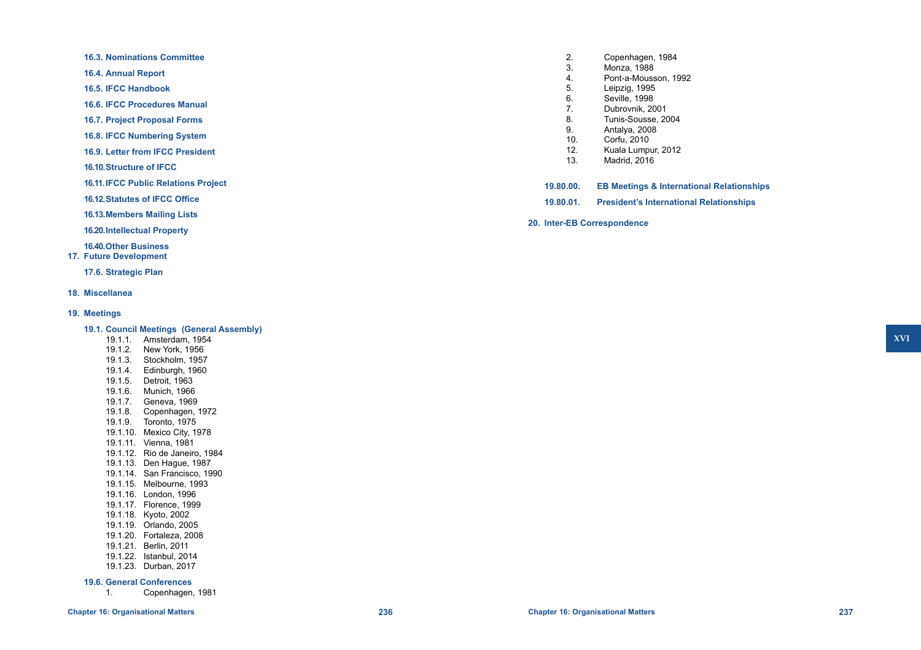**16.3. Nominations Committee**

**16.4. Annual Report**

**16.5. IFCC Handbook**

**16.6. IFCC Procedures Manual**

**16.7. Project Proposal Forms**

**16.8. IFCC Numbering System**

**16.9. Letter from IFCC President**

**16.10. Structure of IFCC**

**16.11. IFCC Public Relations Project**

**16.12. Statutes of IFCC Office**

**16.13. Members Mailing Lists**

**16.20. Intellectual Property**

**16.40. Other Business**

**17. Future Development**

**17.6. Strategic Plan**

**18. Miscellanea**

**19. Meetings**

**19.1. Council Meetings (General Assembly)**

19.1.1. Amsterdam, 1954
19.1.2. New York, 1956
19.1.3. Stockholm, 1957
19.1.4. Edinburgh, 1960
19.1.5. Detroit, 1963
19.1.6. Munich, 1966
19.1.7. Geneva, 1969
19.1.8. Copenhagen, 1972
19.1.9. Toronto, 1975
19.1.10. Mexico City, 1978
19.1.11. Vienna, 1981
19.1.12. Rio de Janeiro, 1984
19.1.13. Den Hague, 1987
19.1.14. San Francisco, 1990
19.1.15. Melbourne, 1993
19.1.16. London, 1996
19.1.17. Florence, 1999
19.1.18. Kyoto, 2002
19.1.19. Orlando, 2005
19.1.20. Fortaleza, 2008
19.1.21. Berlin, 2011
19.1.22. Istanbul, 2014
19.1.23. Durban, 2017

**19.6. General Conferences**

1. Copenhagen, 1981
2. Copenhagen, 1984
3. Monza, 1988
4. Pont-a-Mousson, 1992
5. Leipzig, 1995
6. Seville, 1998
7. Dubrovnik, 2001
8. Tunis-Sousse, 2004
9. Antalya, 2008
10. Corfu, 2010
12. Kuala Lumpur, 2012
13. Madrid, 2016

**19.80.00. EB Meetings & International Relationships**

**19.80.01. President's International Relationships**

**20. Inter-EB Correspondence**